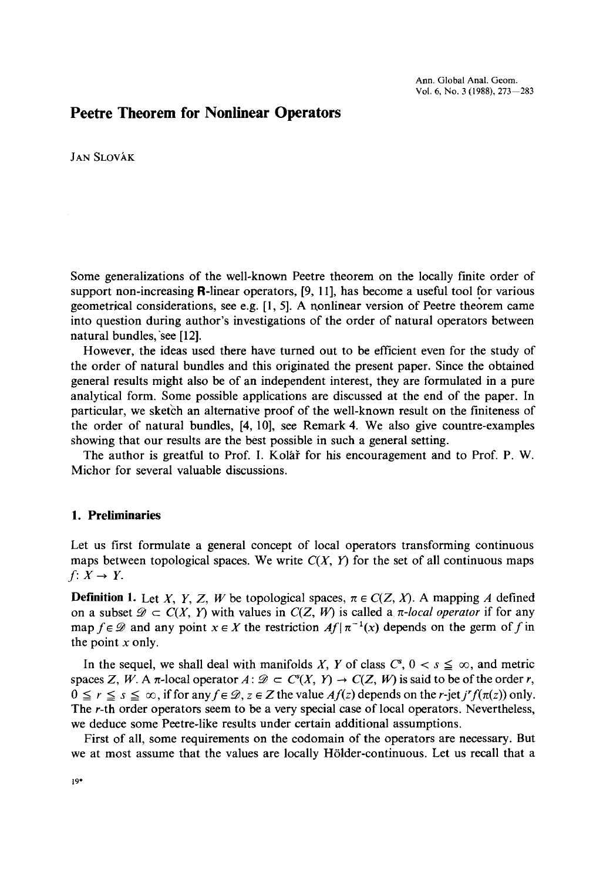# Peetre Theorem for Nonlinear Operators

JAN SLOVÁK

Some generalizations of the well-known Peetre theorem on the locally finite order of support non-increasing **R**-linear operators, [9, 11], has become a useful tool for various geometrical considerations, see e.g. [1, 5]. A nonlinear version of Peetre theorem came into question during author's investigations of the order of natural operators between natural bundles, see [12].

However, the ideas used there have turned out to be efficient even for the study of the order of natural bundles and this originated the present paper. Since the obtained general results might also be of an independent interest, they are formulated in a pure analytical form. Some possible applications are discussed at the end of the paper. In particular, we sketch an alternative proof of the well-known result on the finiteness of the order of natural bundles, [4, 10], see Remark 4. We also give countre-examples showing that our results are the best possible in such a general setting.

The author is greatful to Prof. I. Kolář for his encouragement and to Prof. P. W. Michor for several valuable discussions.

## 1. Preliminaries

Let us first formulate a general concept of local operators transforming continuous maps between topological spaces. We write $C(X, Y)$ for the set of all continuous maps $f: X \to Y$.

**Definition 1.** Let $X$, $Y$, $Z$, $W$ be topological spaces, $\pi \in C(Z, X)$. A mapping $A$ defined on a subset $\mathcal{D} \subset C(X, Y)$ with values in $C(Z, W)$ is called a *$\pi$-local operator* if for any map $f \in \mathcal{D}$ and any point $x \in X$ the restriction $Af | \pi^{-1}(x)$ depends on the germ of $f$ in the point $x$ only.

In the sequel, we shall deal with manifolds $X$, $Y$ of class $C^s$, $0 < s \leqq \infty$, and metric spaces $Z$, $W$. A $\pi$-local operator $A: \mathcal{D} \subset C^s(X, Y) \to C(Z, W)$ is said to be of the order $r$, $0 \leqq r \leqq s \leqq \infty$, if for any $f \in \mathcal{D}$, $z \in Z$ the value $Af(z)$ depends on the $r$-jet $j^r f(\pi(z))$ only. The $r$-th order operators seem to be a very special case of local operators. Nevertheless, we deduce some Peetre-like results under certain additional assumptions.

First of all, some requirements on the codomain of the operators are necessary. But we at most assume that the values are locally Hölder-continuous. Let us recall that a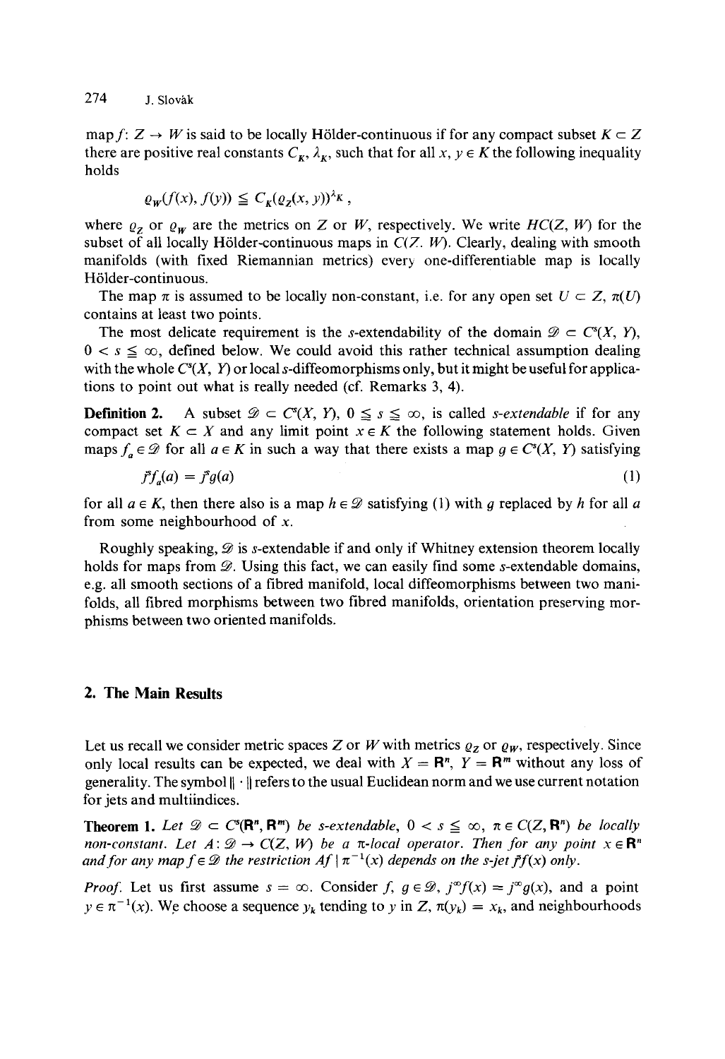map $f: Z \to W$ is said to be locally Hölder-continuous if for any compact subset $K \subset Z$ there are positive real constants $C_K$, $\lambda_K$, such that for all $x, y \in K$ the following inequality holds

$$\varrho_W(f(x), f(y)) \leqq C_K(\varrho_Z(x, y))^{\lambda_K},$$

where $\varrho_Z$ or $\varrho_W$ are the metrics on $Z$ or $W$, respectively. We write $HC(Z, W)$ for the subset of all locally Hölder-continuous maps in $C(Z, W)$. Clearly, dealing with smooth manifolds (with fixed Riemannian metrics) every one-differentiable map is locally Hölder-continuous.

The map $\pi$ is assumed to be locally non-constant, i.e. for any open set $U \subset Z$, $\pi(U)$ contains at least two points.

The most delicate requirement is the $s$-extendability of the domain $\mathscr{D} \subset C^s(X, Y)$, $0 < s \leqq \infty$, defined below. We could avoid this rather technical assumption dealing with the whole $C^s(X, Y)$ or local $s$-diffeomorphisms only, but it might be useful for applications to point out what is really needed (cf. Remarks 3, 4).

**Definition 2.** A subset $\mathscr{D} \subset C^s(X, Y)$, $0 \leqq s \leqq \infty$, is called *s-extendable* if for any compact set $K \subset X$ and any limit point $x \in K$ the following statement holds. Given maps $f_a \in \mathscr{D}$ for all $a \in K$ in such a way that there exists a map $g \in C^s(X, Y)$ satisfying

$$j^s f_a(a) = j^s g(a) \tag{1}$$

for all $a \in K$, then there also is a map $h \in \mathscr{D}$ satisfying (1) with $g$ replaced by $h$ for all $a$ from some neighbourhood of $x$.

Roughly speaking, $\mathscr{D}$ is $s$-extendable if and only if Whitney extension theorem locally holds for maps from $\mathscr{D}$. Using this fact, we can easily find some $s$-extendable domains, e.g. all smooth sections of a fibred manifold, local diffeomorphisms between two manifolds, all fibred morphisms between two fibred manifolds, orientation preserving morphisms between two oriented manifolds.

## 2. The Main Results

Let us recall we consider metric spaces $Z$ or $W$ with metrics $\varrho_Z$ or $\varrho_W$, respectively. Since only local results can be expected, we deal with $X = \mathbf{R}^n$, $Y = \mathbf{R}^m$ without any loss of generality. The symbol $\|\cdot\|$ refers to the usual Euclidean norm and we use current notation for jets and multiindices.

**Theorem 1.** *Let $\mathscr{D} \subset C^s(\mathbf{R}^n, \mathbf{R}^m)$ be s-extendable, $0 < s \leqq \infty$, $\pi \in C(Z, \mathbf{R}^n)$ be locally non-constant. Let $A: \mathscr{D} \to C(Z, W)$ be a $\pi$-local operator. Then for any point $x \in \mathbf{R}^n$ and for any map $f \in \mathscr{D}$ the restriction $Af \mid \pi^{-1}(x)$ depends on the s-jet $j^s f(x)$ only.*

*Proof.* Let us first assume $s = \infty$. Consider $f, g \in \mathscr{D}$, $j^\infty f(x) = j^\infty g(x)$, and a point $y \in \pi^{-1}(x)$. We choose a sequence $y_k$ tending to $y$ in $Z$, $\pi(y_k) = x_k$, and neighbourhoods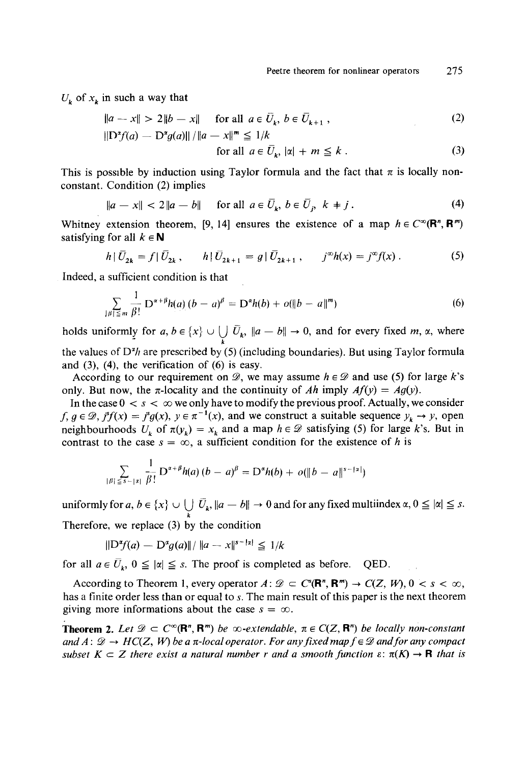$U_k$ of $x_k$ in such a way that

$$\|a - x\| > 2\|b - x\| \quad \text{for all } a \in \bar{U}_k,\ b \in \bar{U}_{k+1}\,, \tag{2}$$

$$\|D^\alpha f(a) - D^\alpha g(a)\| / \|a - x\|^m \leqq 1/k \quad \text{for all } a \in \bar{U}_k,\ |\alpha| + m \leqq k\,. \tag{3}$$

This is possible by induction using Taylor formula and the fact that $\pi$ is locally non-constant. Condition (2) implies

$$\|a - x\| < 2\|a - b\| \quad \text{for all } a \in \bar{U}_k,\ b \in \bar{U}_j,\ k \neq j\,. \tag{4}$$

Whitney extension theorem, [9, 14] ensures the existence of a map $h \in C^\infty(\mathbf{R}^n, \mathbf{R}^m)$ satisfying for all $k \in \mathbf{N}$

$$h \mid \bar{U}_{2k} = f \mid \bar{U}_{2k}\,, \quad h \mid \bar{U}_{2k+1} = g \mid \bar{U}_{2k+1}\,, \quad j^\infty h(x) = j^\infty f(x)\,. \tag{5}$$

Indeed, a sufficient condition is that

$$\sum_{|\beta| \leqq m} \frac{1}{\beta!} D^{\alpha+\beta} h(a)\,(b - a)^\beta = D^\alpha h(b) + o(\|b - a\|^m) \tag{6}$$

holds uniformly for $a, b \in \{x\} \cup \bigcup_k \bar{U}_k$, $\|a - b\| \to 0$, and for every fixed $m$, $\alpha$, where the values of $D^\alpha h$ are prescribed by (5) (including boundaries). But using Taylor formula and (3), (4), the verification of (6) is easy.

According to our requirement on $\mathscr{D}$, we may assume $h \in \mathscr{D}$ and use (5) for large $k$'s only. But now, the $\pi$-locality and the continuity of $Ah$ imply $Af(y) = Ag(y)$.

In the case $0 < s < \infty$ we only have to modify the previous proof. Actually, we consider $f, g \in \mathscr{D}$, $j^s f(x) = j^s g(x)$, $y \in \pi^{-1}(x)$, and we construct a suitable sequence $y_k \to y$, open neighbourhoods $U_k$ of $\pi(y_k) = x_k$ and a map $h \in \mathscr{D}$ satisfying (5) for large $k$'s. But in contrast to the case $s = \infty$, a sufficient condition for the existence of $h$ is

$$\sum_{|\beta| \leqq s - |\alpha|} \frac{1}{\beta!} D^{\alpha+\beta} h(a)\,(b - a)^\beta = D^\alpha h(b) + o(\|b - a\|^{s - |\alpha|})$$

uniformly for $a, b \in \{x\} \cup \bigcup_k \bar{U}_k$, $\|a - b\| \to 0$ and for any fixed multiindex $\alpha$, $0 \leqq |\alpha| \leqq s$.

Therefore, we replace (3) by the condition

$$\|D^\alpha f(a) - D^\alpha g(a)\| / \|a - x\|^{s - |\alpha|} \leqq 1/k$$

for all $a \in \bar{U}_k$, $0 \leqq |\alpha| \leqq s$. The proof is completed as before. QED.

According to Theorem 1, every operator $A: \mathscr{D} \subset C^s(\mathbf{R}^n, \mathbf{R}^m) \to C(Z, W)$, $0 < s < \infty$, has a finite order less than or equal to $s$. The main result of this paper is the next theorem giving more informations about the case $s = \infty$.

**Theorem 2.** *Let $\mathscr{D} \subset C^\infty(\mathbf{R}^n, \mathbf{R}^m)$ be $\infty$-extendable, $\pi \in C(Z, \mathbf{R}^n)$ be locally non-constant and $A: \mathscr{D} \to HC(Z, W)$ be a $\pi$-local operator. For any fixed map $f \in \mathscr{D}$ and for any compact subset $K \subset Z$ there exist a natural number $r$ and a smooth function $\varepsilon: \pi(K) \to \mathbf{R}$ that is*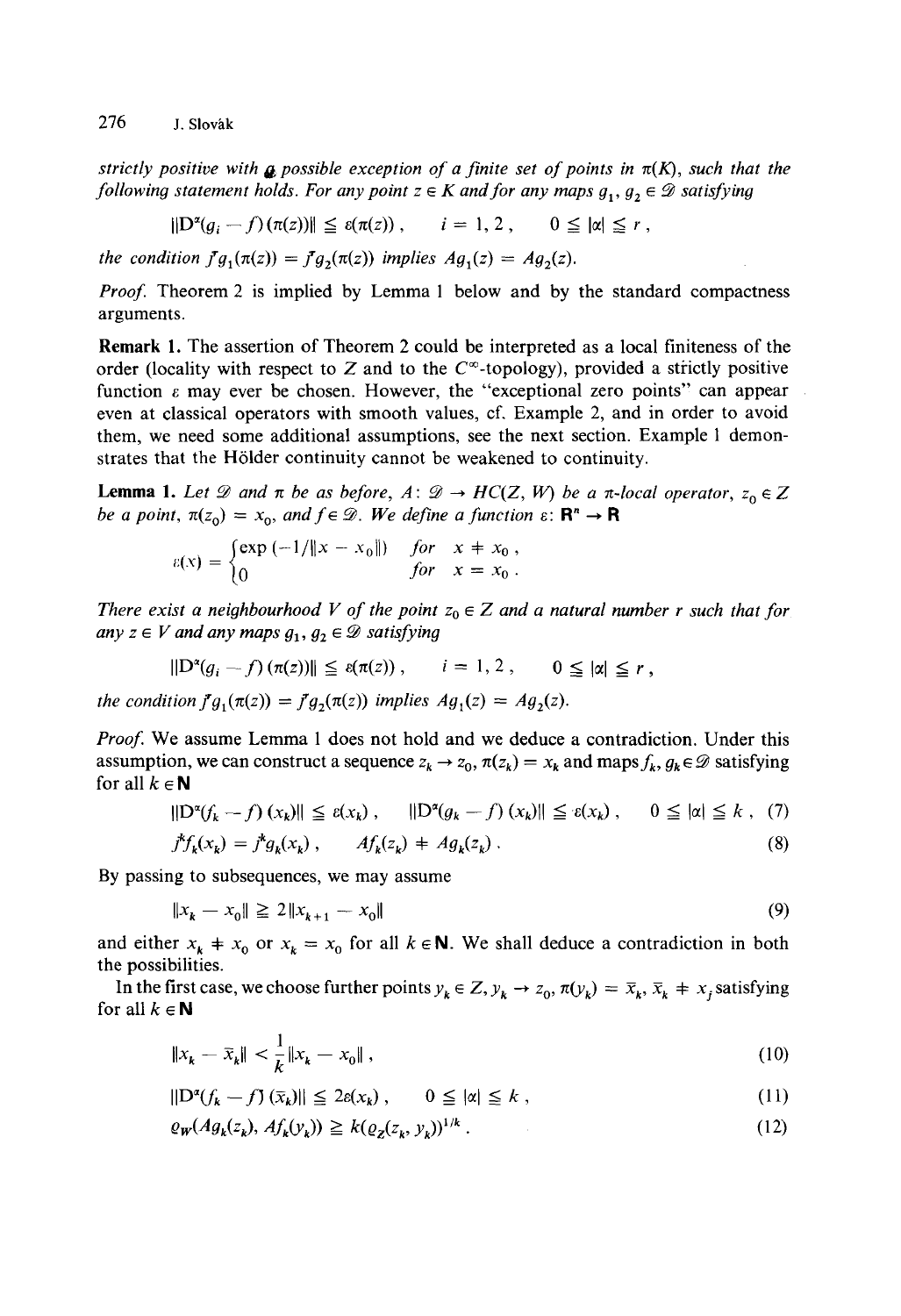*strictly positive with a possible exception of a finite set of points in $\pi(K)$, such that the following statement holds. For any point $z \in K$ and for any maps $g_1, g_2 \in \mathscr{D}$ satisfying*

$$\|D^\alpha(g_i - f)(\pi(z))\| \leqq \varepsilon(\pi(z)), \qquad i = 1, 2, \qquad 0 \leqq |\alpha| \leqq r,$$

*the condition $j^r g_1(\pi(z)) = j^r g_2(\pi(z))$ implies $Ag_1(z) = Ag_2(z)$.*

*Proof.* Theorem 2 is implied by Lemma 1 below and by the standard compactness arguments.

**Remark 1.** The assertion of Theorem 2 could be interpreted as a local finiteness of the order (locality with respect to $Z$ and to the $C^\infty$-topology), provided a strictly positive function $\varepsilon$ may ever be chosen. However, the "exceptional zero points" can appear even at classical operators with smooth values, cf. Example 2, and in order to avoid them, we need some additional assumptions, see the next section. Example 1 demonstrates that the Hölder continuity cannot be weakened to continuity.

**Lemma 1.** *Let $\mathscr{D}$ and $\pi$ be as before, $A: \mathscr{D} \to HC(Z, W)$ be a $\pi$-local operator, $z_0 \in Z$ be a point, $\pi(z_0) = x_0$, and $f \in \mathscr{D}$. We define a function $\varepsilon: \mathbf{R}^n \to \mathbf{R}$*

$$\varepsilon(x) = \begin{cases} \exp(-1/\|x - x_0\|) & \text{for } x \neq x_0, \\ 0 & \text{for } x = x_0. \end{cases}$$

*There exist a neighbourhood $V$ of the point $z_0 \in Z$ and a natural number $r$ such that for any $z \in V$ and any maps $g_1, g_2 \in \mathscr{D}$ satisfying*

$$\|D^\alpha(g_i - f)(\pi(z))\| \leqq \varepsilon(\pi(z)), \qquad i = 1, 2, \qquad 0 \leqq |\alpha| \leqq r,$$

*the condition $j^r g_1(\pi(z)) = j^r g_2(\pi(z))$ implies $Ag_1(z) = Ag_2(z)$.*

*Proof.* We assume Lemma 1 does not hold and we deduce a contradiction. Under this assumption, we can construct a sequence $z_k \to z_0$, $\pi(z_k) = x_k$ and maps $f_k, g_k \in \mathscr{D}$ satisfying for all $k \in \mathbf{N}$

$$\|D^\alpha(f_k - f)(x_k)\| \leqq \varepsilon(x_k), \qquad \|D^\alpha(g_k - f)(x_k)\| \leqq \varepsilon(x_k), \qquad 0 \leqq |\alpha| \leqq k, \tag{7}$$

$$j^k f_k(x_k) = j^k g_k(x_k), \qquad Af_k(z_k) \neq Ag_k(z_k). \tag{8}$$

By passing to subsequences, we may assume

$$\|x_k - x_0\| \geqq 2\|x_{k+1} - x_0\| \tag{9}$$

and either $x_k \neq x_0$ or $x_k = x_0$ for all $k \in \mathbf{N}$. We shall deduce a contradiction in both the possibilities.

In the first case, we choose further points $y_k \in Z$, $y_k \to z_0$, $\pi(y_k) = \bar{x}_k$, $\bar{x}_k \neq x_j$ satisfying for all $k \in \mathbf{N}$

$$\|x_k - \bar{x}_k\| < \frac{1}{k}\|x_k - x_0\|, \tag{10}$$

$$\|D^\alpha(f_k - f)(\bar{x}_k)\| \leqq 2\varepsilon(x_k), \qquad 0 \leqq |\alpha| \leqq k, \tag{11}$$

$$\varrho_W(Ag_k(z_k), Af_k(y_k)) \geqq k(\varrho_Z(z_k, y_k))^{1/k}. \tag{12}$$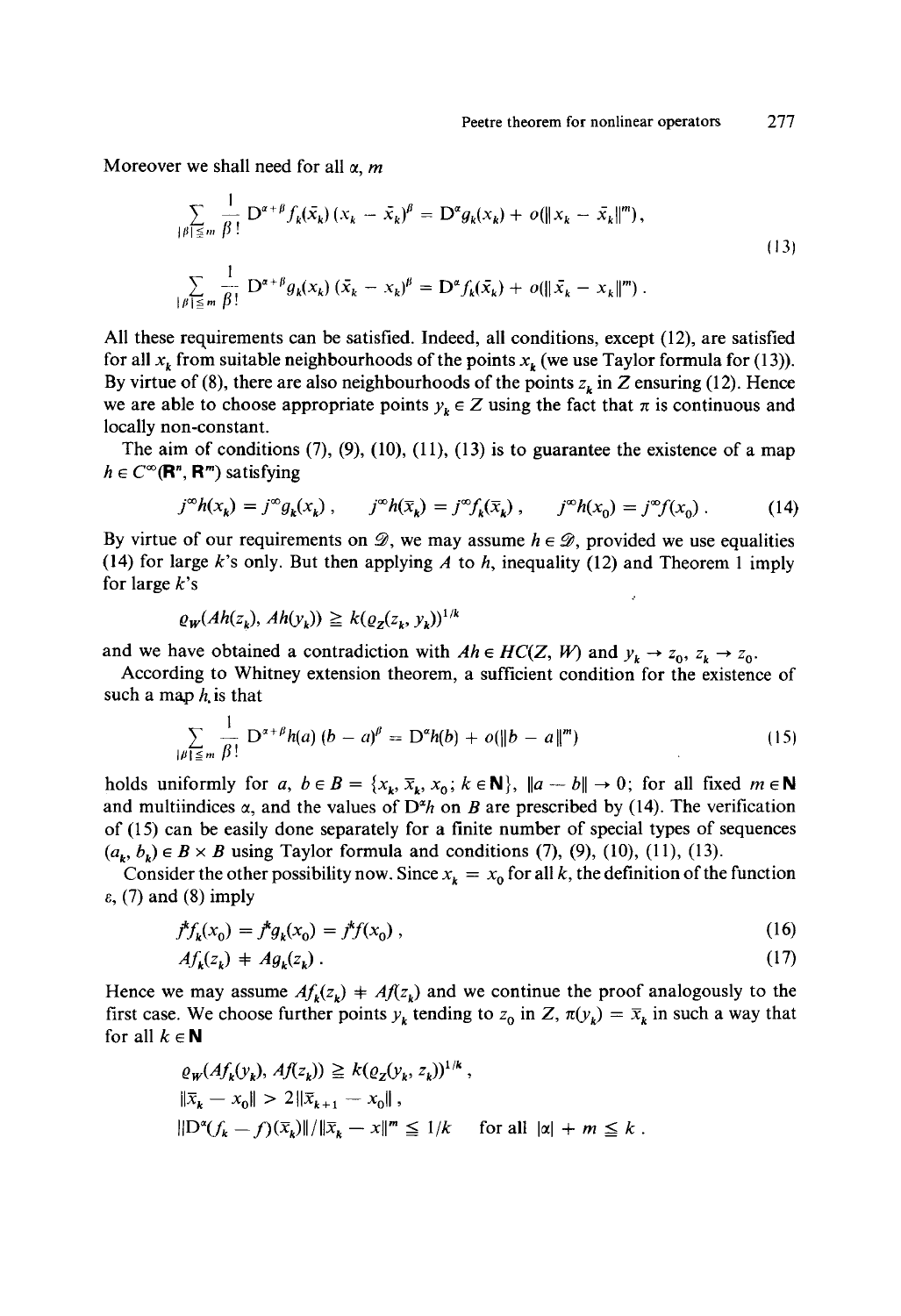Moreover we shall need for all $\alpha$, $m$

$$\sum_{|\beta| \leq m} \frac{1}{\beta!} D^{\alpha+\beta} f_k(\bar{x}_k)(x_k - \bar{x}_k)^\beta = D^\alpha g_k(x_k) + o(\|x_k - \bar{x}_k\|^m),$$

$$\sum_{|\beta| \leq m} \frac{1}{\beta!} D^{\alpha+\beta} g_k(x_k)(\bar{x}_k - x_k)^\beta = D^\alpha f_k(\bar{x}_k) + o(\|\bar{x}_k - x_k\|^m). \tag{13}$$

All these requirements can be satisfied. Indeed, all conditions, except (12), are satisfied for all $\bar{x}_k$ from suitable neighbourhoods of the points $x_k$ (we use Taylor formula for (13)). By virtue of (8), there are also neighbourhoods of the points $z_k$ in $Z$ ensuring (12). Hence we are able to choose appropriate points $y_k \in Z$ using the fact that $\pi$ is continuous and locally non-constant.

The aim of conditions (7), (9), (10), (11), (13) is to guarantee the existence of a map $h \in C^\infty(\mathbf{R}^n, \mathbf{R}^m)$ satisfying

$$j^\infty h(x_k) = j^\infty g_k(x_k), \qquad j^\infty h(\bar{x}_k) = j^\infty f_k(\bar{x}_k), \qquad j^\infty h(x_0) = j^\infty f(x_0). \tag{14}$$

By virtue of our requirements on $\mathcal{D}$, we may assume $h \in \mathcal{D}$, provided we use equalities (14) for large $k$'s only. But then applying $A$ to $h$, inequality (12) and Theorem 1 imply for large $k$'s

$$\varrho_W(Ah(z_k), Ah(y_k)) \geqq k(\varrho_Z(z_k, y_k))^{1/k}$$

and we have obtained a contradiction with $Ah \in HC(Z, W)$ and $y_k \to z_0$, $z_k \to z_0$.

According to Whitney extension theorem, a sufficient condition for the existence of such a map $h$, is that

$$\sum_{|\beta| \leq m} \frac{1}{\beta!} D^{\alpha+\beta} h(a)(b - a)^\beta = D^\alpha h(b) + o(\|b - a\|^m) \tag{15}$$

holds uniformly for $a, b \in B = \{x_k, \bar{x}_k, x_0; k \in \mathbf{N}\}$, $\|a - b\| \to 0$; for all fixed $m \in \mathbf{N}$ and multiindices $\alpha$, and the values of $D^\alpha h$ on $B$ are prescribed by (14). The verification of (15) can be easily done separately for a finite number of special types of sequences $(a_k, b_k) \in B \times B$ using Taylor formula and conditions (7), (9), (10), (11), (13).

Consider the other possibility now. Since $x_k = x_0$ for all $k$, the definition of the function $\varepsilon$, (7) and (8) imply

$$j^k f_k(x_0) = j^k g_k(x_0) = j^k f(x_0), \tag{16}$$

$$Af_k(z_k) \neq Ag_k(z_k). \tag{17}$$

Hence we may assume $Af_k(z_k) \neq Af(z_k)$ and we continue the proof analogously to the first case. We choose further points $y_k$ tending to $z_0$ in $Z$, $\pi(y_k) = \bar{x}_k$ in such a way that for all $k \in \mathbf{N}$

$$\varrho_W(Af_k(y_k), Af(z_k)) \geqq k(\varrho_Z(y_k, z_k))^{1/k},$$

$$\|\bar{x}_k - x_0\| > 2\|\bar{x}_{k+1} - x_0\|,$$

$$\|D^\alpha(f_k - f)(\bar{x}_k)\| / \|\bar{x}_k - x\|^m \leqq 1/k \quad \text{for all } |\alpha| + m \leqq k.$$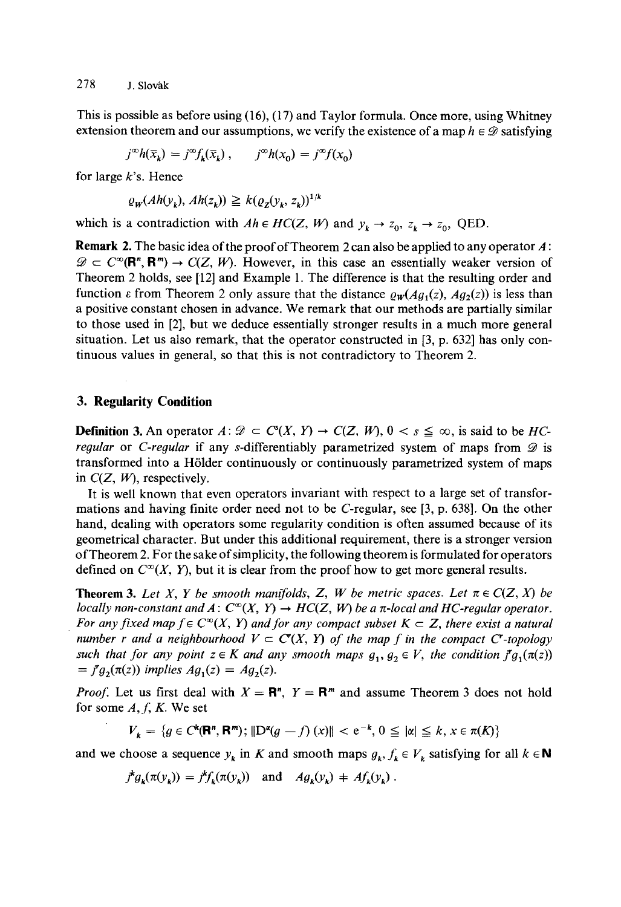This is possible as before using (16), (17) and Taylor formula. Once more, using Whitney extension theorem and our assumptions, we verify the existence of a map $h \in \mathscr{D}$ satisfying

$$j^\infty h(\bar{x}_k) = j^\infty f_k(\bar{x}_k)\,, \qquad j^\infty h(x_0) = j^\infty f(x_0)$$

for large $k$'s. Hence

$$\varrho_W(Ah(y_k), Ah(z_k)) \geqq k(\varrho_Z(y_k, z_k))^{1/k}$$

which is a contradiction with $Ah \in HC(Z, W)$ and $y_k \to z_0$, $z_k \to z_0$, QED.

**Remark 2.** The basic idea of the proof of Theorem 2 can also be applied to any operator $A$: $\mathscr{D} \subset C^\infty(\mathbf{R}^n, \mathbf{R}^m) \to C(Z, W)$. However, in this case an essentially weaker version of Theorem 2 holds, see [12] and Example 1. The difference is that the resulting order and function $\varepsilon$ from Theorem 2 only assure that the distance $\varrho_W(Ag_1(z), Ag_2(z))$ is less than a positive constant chosen in advance. We remark that our methods are partially similar to those used in [2], but we deduce essentially stronger results in a much more general situation. Let us also remark, that the operator constructed in [3, p. 632] has only continuous values in general, so that this is not contradictory to Theorem 2.

## 3. Regularity Condition

**Definition 3.** An operator $A$: $\mathscr{D} \subset C^s(X, Y) \to C(Z, W)$, $0 < s \leqq \infty$, is said to be *HC-regular* or *C-regular* if any $s$-differentiably parametrized system of maps from $\mathscr{D}$ is transformed into a Hölder continuously or continuously parametrized system of maps in $C(Z, W)$, respectively.

It is well known that even operators invariant with respect to a large set of transformations and having finite order need not to be $C$-regular, see [3, p. 638]. On the other hand, dealing with operators some regularity condition is often assumed because of its geometrical character. But under this additional requirement, there is a stronger version of Theorem 2. For the sake of simplicity, the following theorem is formulated for operators defined on $C^\infty(X, Y)$, but it is clear from the proof how to get more general results.

**Theorem 3.** *Let $X$, $Y$ be smooth manifolds, $Z$, $W$ be metric spaces. Let $\pi \in C(Z, X)$ be locally non-constant and $A$: $C^\infty(X, Y) \to HC(Z, W)$ be a $\pi$-local and HC-regular operator. For any fixed map $f \in C^\infty(X, Y)$ and for any compact subset $K \subset Z$, there exist a natural number $r$ and a neighbourhood $V \subset C^r(X, Y)$ of the map $f$ in the compact $C^r$-topology such that for any point $z \in K$ and any smooth maps $g_1, g_2 \in V$, the condition $j^r g_1(\pi(z)) = j^r g_2(\pi(z))$ implies $Ag_1(z) = Ag_2(z)$.*

*Proof.* Let us first deal with $X = \mathbf{R}^n$, $Y = \mathbf{R}^m$ and assume Theorem 3 does not hold for some $A, f, K$. We set

$$V_k = \{g \in C^k(\mathbf{R}^n, \mathbf{R}^m);\ \|D^\alpha(g - f)(x)\| < e^{-k},\ 0 \leqq |\alpha| \leqq k,\ x \in \pi(K)\}$$

and we choose a sequence $y_k$ in $K$ and smooth maps $g_k, f_k \in V_k$ satisfying for all $k \in \mathbf{N}$

$$j^k g_k(\pi(y_k)) = j^k f_k(\pi(y_k)) \quad \text{and} \quad Ag_k(y_k) \neq Af_k(y_k)\,.$$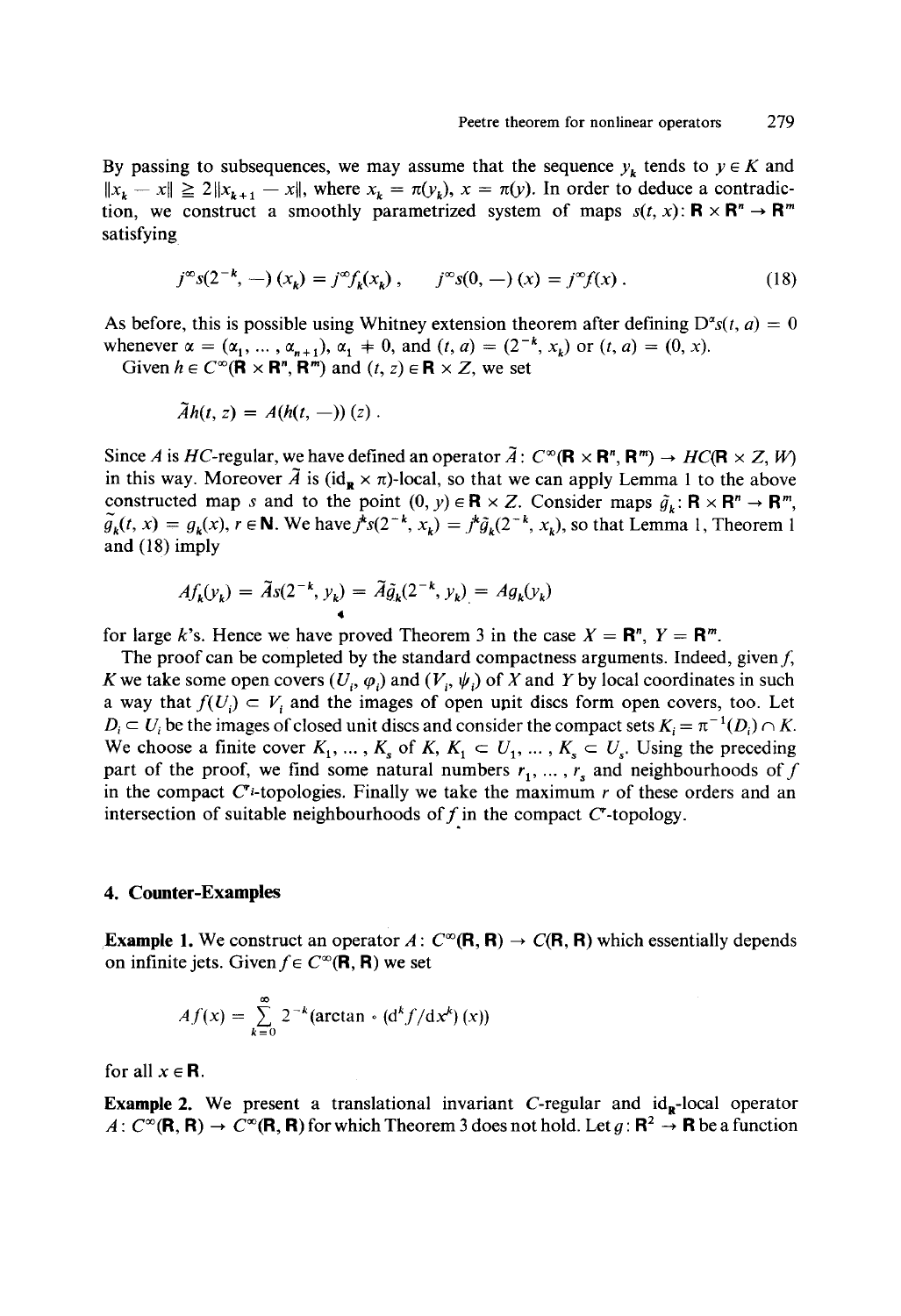By passing to subsequences, we may assume that the sequence $y_k$ tends to $y \in K$ and $\|x_k - x\| \geqq 2\|x_{k+1} - x\|$, where $x_k = \pi(y_k)$, $x = \pi(y)$. In order to deduce a contradiction, we construct a smoothly parametrized system of maps $s(t, x)\colon \mathbf{R} \times \mathbf{R}^n \to \mathbf{R}^m$ satisfying

$$j^\infty s(2^{-k}, -)(x_k) = j^\infty f_k(x_k)\,, \qquad j^\infty s(0, -)(x) = j^\infty f(x)\,. \tag{18}$$

As before, this is possible using Whitney extension theorem after defining $D^\alpha s(t, a) = 0$ whenever $\alpha = (\alpha_1, \dots, \alpha_{n+1})$, $\alpha_1 \neq 0$, and $(t, a) = (2^{-k}, x_k)$ or $(t, a) = (0, x)$.

Given $h \in C^\infty(\mathbf{R} \times \mathbf{R}^n, \mathbf{R}^m)$ and $(t, z) \in \mathbf{R} \times Z$, we set

$$\tilde{A}h(t, z) = A(h(t, -))(z)\,.$$

Since $A$ is $HC$-regular, we have defined an operator $\tilde{A}\colon C^\infty(\mathbf{R} \times \mathbf{R}^n, \mathbf{R}^m) \to HC(\mathbf{R} \times Z, W)$ in this way. Moreover $\tilde{A}$ is $(\mathrm{id}_{\mathbf{R}} \times \pi)$-local, so that we can apply Lemma 1 to the above constructed map $s$ and to the point $(0, y) \in \mathbf{R} \times Z$. Consider maps $\tilde{g}_k\colon \mathbf{R} \times \mathbf{R}^n \to \mathbf{R}^m$, $\tilde{g}_k(t, x) = g_k(x)$, $r \in \mathbf{N}$. We have $j^r s(2^{-k}, x_k) = j^r \tilde{g}_k(2^{-k}, x_k)$, so that Lemma 1, Theorem 1 and (18) imply

$$Af_k(y_k) = \tilde{A}s(2^{-k}, y_k) = \tilde{A}\tilde{g}_k(2^{-k}, y_k) = Ag_k(y_k)$$

for large $k$'s. Hence we have proved Theorem 3 in the case $X = \mathbf{R}^n$, $Y = \mathbf{R}^m$.

The proof can be completed by the standard compactness arguments. Indeed, given $f$, $K$ we take some open covers $(U_i, \varphi_i)$ and $(V_i, \psi_i)$ of $X$ and $Y$ by local coordinates in such a way that $f(U_i) \subset V_i$ and the images of open unit discs form open covers, too. Let $D_i \subset U_i$ be the images of closed unit discs and consider the compact sets $K_i = \pi^{-1}(D_i) \cap K$. We choose a finite cover $K_1, \dots, K_s$ of $K$, $K_1 \subset U_1, \dots, K_s \subset U_s$. Using the preceding part of the proof, we find some natural numbers $r_1, \dots, r_s$ and neighbourhoods of $f$ in the compact $C^{r_i}$-topologies. Finally we take the maximum $r$ of these orders and an intersection of suitable neighbourhoods of $f$ in the compact $C^r$-topology.

## 4. Counter-Examples

**Example 1.** We construct an operator $A\colon C^\infty(\mathbf{R}, \mathbf{R}) \to C(\mathbf{R}, \mathbf{R})$ which essentially depends on infinite jets. Given $f \in C^\infty(\mathbf{R}, \mathbf{R})$ we set

$$Af(x) = \sum_{k=0}^{\infty} 2^{-k}(\arctan \circ (\mathrm{d}^k f/\mathrm{d}x^k)(x))$$

for all $x \in \mathbf{R}$.

**Example 2.** We present a translational invariant $C$-regular and $\mathrm{id}_{\mathbf{R}}$-local operator $A\colon C^\infty(\mathbf{R}, \mathbf{R}) \to C^\infty(\mathbf{R}, \mathbf{R})$ for which Theorem 3 does not hold. Let $g\colon \mathbf{R}^2 \to \mathbf{R}$ be a function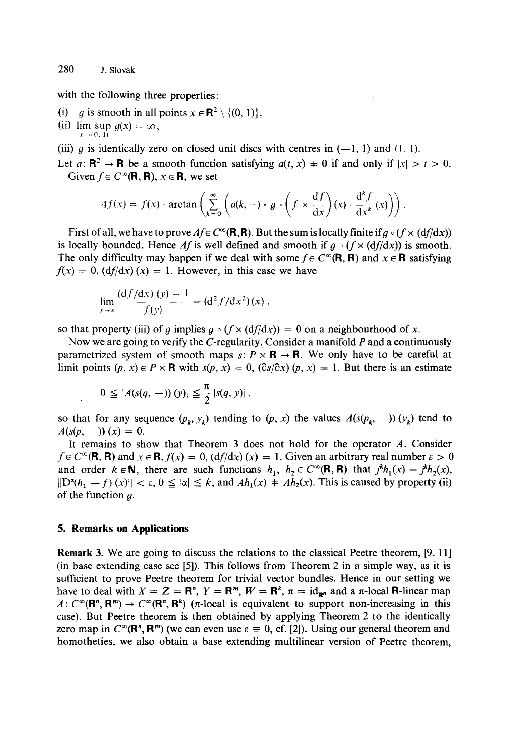with the following three properties:

(i) $g$ is smooth in all points $x \in \mathbf{R}^2 \setminus \{(0, 1)\}$,

(ii) $\limsup_{x \to (0,1)} g(x) = \infty$,

(iii) $g$ is identically zero on closed unit discs with centres in $(-1, 1)$ and $(1, 1)$.

Let $a: \mathbf{R}^2 \to \mathbf{R}$ be a smooth function satisfying $a(t, x) \neq 0$ if and only if $|x| > t > 0$.

Given $f \in C^\infty(\mathbf{R}, \mathbf{R})$, $x \in \mathbf{R}$, we set

$$Af(x) = f(x) \cdot \arctan\left(\sum_{k=0}^{\infty}\left(a(k, -) \circ g \circ \left(f \times \frac{\mathrm{d}f}{\mathrm{d}x}\right)(x) \cdot \frac{\mathrm{d}^k f}{\mathrm{d}x^k}(x)\right)\right).$$

First of all, we have to prove $Af \in C^\infty(\mathbf{R}, \mathbf{R})$. But the sum is locally finite if $g \circ (f \times (\mathrm{d}f/\mathrm{d}x))$ is locally bounded. Hence $Af$ is well defined and smooth if $g \circ (f \times (\mathrm{d}f/\mathrm{d}x))$ is smooth. The only difficulty may happen if we deal with some $f \in C^\infty(\mathbf{R}, \mathbf{R})$ and $x \in \mathbf{R}$ satisfying $f(x) = 0$, $(\mathrm{d}f/\mathrm{d}x)(x) = 1$. However, in this case we have

$$\lim_{y \to x} \frac{(\mathrm{d}f/\mathrm{d}x)(y) - 1}{f(y)} = (\mathrm{d}^2 f/\mathrm{d}x^2)(x),$$

so that property (iii) of $g$ implies $g \circ (f \times (\mathrm{d}f/\mathrm{d}x)) = 0$ on a neighbourhood of $x$.

Now we are going to verify the $C$-regularity. Consider a manifold $P$ and a continuously parametrized system of smooth maps $s: P \times \mathbf{R} \to \mathbf{R}$. We only have to be careful at limit points $(p, x) \in P \times \mathbf{R}$ with $s(p, x) = 0$, $(\partial s/\partial x)(p, x) = 1$. But there is an estimate

$$0 \leq |A(s(q, -))(y)| \leq \frac{\pi}{2}|s(q, y)|,$$

so that for any sequence $(p_k, y_k)$ tending to $(p, x)$ the values $A(s(p_k, -))(y_k)$ tend to $A(s(p, -))(x) = 0$.

It remains to show that Theorem 3 does not hold for the operator $A$. Consider $f \in C^\infty(\mathbf{R}, \mathbf{R})$ and $x \in \mathbf{R}$, $f(x) = 0$, $(\mathrm{d}f/\mathrm{d}x)(x) = 1$. Given an arbitrary real number $\varepsilon > 0$ and order $k \in \mathbf{N}$, there are such functions $h_1$, $h_2 \in C^\infty(\mathbf{R}, \mathbf{R})$ that $j^k h_1(x) = j^k h_2(x)$, $\|D^\alpha(h_1 - f)(x)\| < \varepsilon$, $0 \leq |\alpha| \leq k$, and $Ah_1(x) \neq Ah_2(x)$. This is caused by property (ii) of the function $g$.

## 5. Remarks on Applications

**Remark 3.** We are going to discuss the relations to the classical Peetre theorem, [9, 11] (in base extending case see [5]). This follows from Theorem 2 in a simple way, as it is sufficient to prove Peetre theorem for trivial vector bundles. Hence in our setting we have to deal with $X = Z = \mathbf{R}^n$, $Y = \mathbf{R}^m$, $W = \mathbf{R}^k$, $\pi = \mathrm{id}_{\mathbf{R}^n}$ and a $\pi$-local $\mathbf{R}$-linear map $A: C^\infty(\mathbf{R}^n, \mathbf{R}^m) \to C^\infty(\mathbf{R}^n, \mathbf{R}^k)$ ($\pi$-local is equivalent to support non-increasing in this case). But Peetre theorem is then obtained by applying Theorem 2 to the identically zero map in $C^\infty(\mathbf{R}^n, \mathbf{R}^m)$ (we can even use $\varepsilon \equiv 0$, cf. [2]). Using our general theorem and homotheties, we also obtain a base extending multilinear version of Peetre theorem,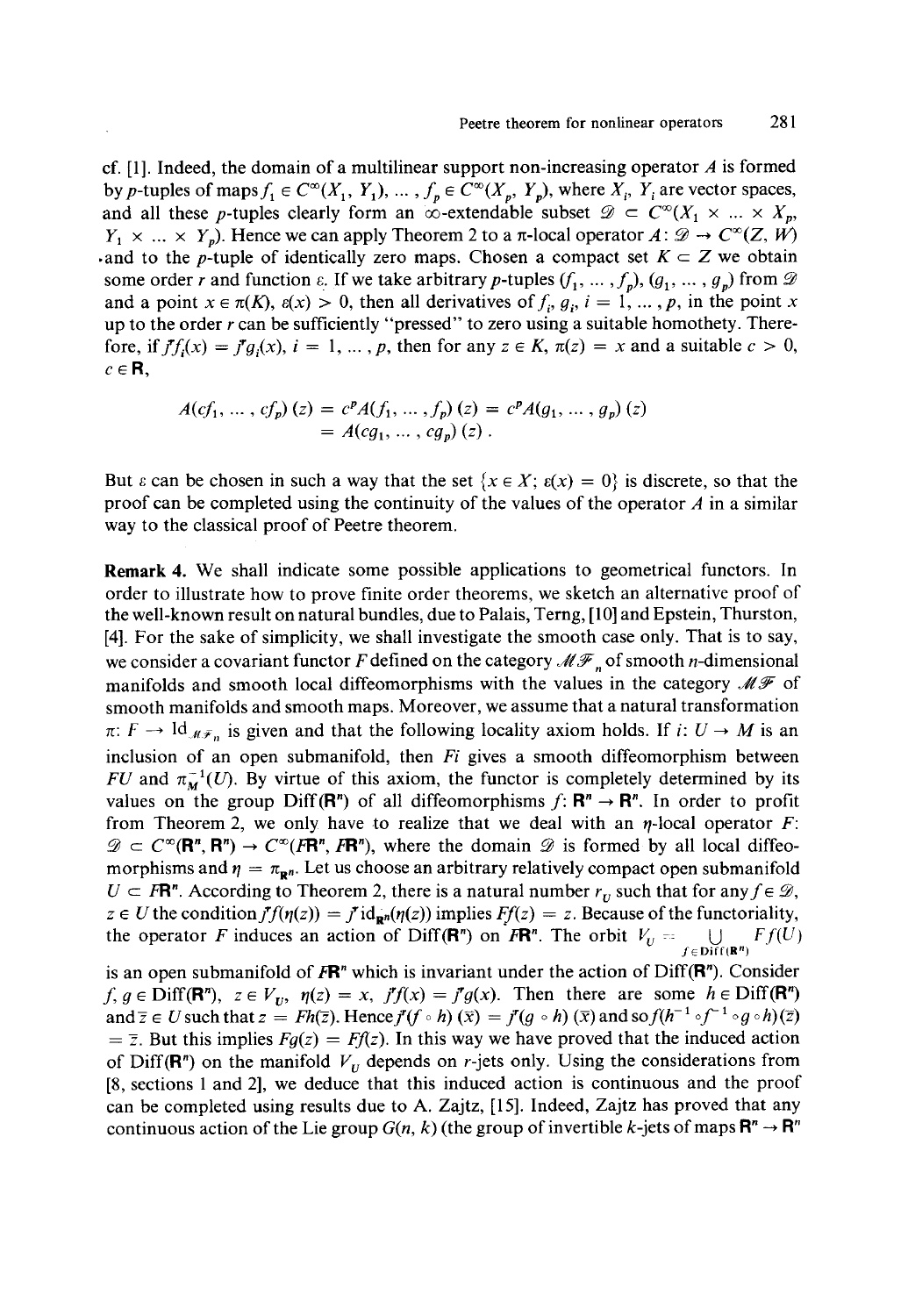cf. [1]. Indeed, the domain of a multilinear support non-increasing operator $A$ is formed by $p$-tuples of maps $f_1 \in C^\infty(X_1, Y_1), \dots, f_p \in C^\infty(X_p, Y_p)$, where $X_i$, $Y_i$ are vector spaces, and all these $p$-tuples clearly form an $\infty$-extendable subset $\mathscr{D} \subset C^\infty(X_1 \times \dots \times X_p, Y_1 \times \dots \times Y_p)$. Hence we can apply Theorem 2 to a $\pi$-local operator $A: \mathscr{D} \to C^\infty(Z, W)$ and to the $p$-tuple of identically zero maps. Chosen a compact set $K \subset Z$ we obtain some order $r$ and function $\varepsilon$. If we take arbitrary $p$-tuples $(f_1, \dots, f_p)$, $(g_1, \dots, g_p)$ from $\mathscr{D}$ and a point $x \in \pi(K)$, $\varepsilon(x) > 0$, then all derivatives of $f_i$, $g_i$, $i = 1, \dots, p$, in the point $x$ up to the order $r$ can be sufficiently "pressed" to zero using a suitable homothety. Therefore, if $j^r f_i(x) = j^r g_i(x)$, $i = 1, \dots, p$, then for any $z \in K$, $\pi(z) = x$ and a suitable $c > 0$, $c \in \mathbf{R}$,

$$
\begin{aligned}
A(cf_1, \dots, cf_p)(z) &= c^p A(f_1, \dots, f_p)(z) = c^p A(g_1, \dots, g_p)(z) \\
&= A(cg_1, \dots, cg_p)(z) .
\end{aligned}
$$

But $\varepsilon$ can be chosen in such a way that the set $\{x \in X;\ \varepsilon(x) = 0\}$ is discrete, so that the proof can be completed using the continuity of the values of the operator $A$ in a similar way to the classical proof of Peetre theorem.

**Remark 4.** We shall indicate some possible applications to geometrical functors. In order to illustrate how to prove finite order theorems, we sketch an alternative proof of the well-known result on natural bundles, due to Palais, Terng, [10] and Epstein, Thurston, [4]. For the sake of simplicity, we shall investigate the smooth case only. That is to say, we consider a covariant functor $F$ defined on the category $\mathcal{MF}_n$ of smooth $n$-dimensional manifolds and smooth local diffeomorphisms with the values in the category $\mathcal{MF}$ of smooth manifolds and smooth maps. Moreover, we assume that a natural transformation $\pi: F \to \mathrm{Id}_{\mathcal{MF}_n}$ is given and that the following locality axiom holds. If $i: U \to M$ is an inclusion of an open submanifold, then $Fi$ gives a smooth diffeomorphism between $FU$ and $\pi_M^{-1}(U)$. By virtue of this axiom, the functor is completely determined by its values on the group $\mathrm{Diff}(\mathbf{R}^n)$ of all diffeomorphisms $f: \mathbf{R}^n \to \mathbf{R}^n$. In order to profit from Theorem 2, we only have to realize that we deal with an $\eta$-local operator $F$: $\mathscr{D} \subset C^\infty(\mathbf{R}^n, \mathbf{R}^n) \to C^\infty(F\mathbf{R}^n, F\mathbf{R}^n)$, where the domain $\mathscr{D}$ is formed by all local diffeomorphisms and $\eta = \pi_{\mathbf{R}^n}$. Let us choose an arbitrary relatively compact open submanifold $U \subset F\mathbf{R}^n$. According to Theorem 2, there is a natural number $r_U$ such that for any $f \in \mathscr{D}$, $z \in U$ the condition $j^r f(\eta(z)) = j^r \mathrm{id}_{\mathbf{R}^n}(\eta(z))$ implies $Ff(z) = z$. Because of the functoriality, the operator $F$ induces an action of $\mathrm{Diff}(\mathbf{R}^n)$ on $F\mathbf{R}^n$. The orbit $V_U = \bigcup_{f \in \mathrm{Diff}(\mathbf{R}^n)} Ff(U)$ is an open submanifold of $F\mathbf{R}^n$ which is invariant under the action of $\mathrm{Diff}(\mathbf{R}^n)$. Consider $f, g \in \mathrm{Diff}(\mathbf{R}^n)$, $z \in V_U$, $\eta(z) = x$, $j^r f(x) = j^r g(x)$. Then there are some $h \in \mathrm{Diff}(\mathbf{R}^n)$ and $\bar{z} \in U$ such that $z = Fh(\bar{z})$. Hence $j^r(f \circ h)(\bar{x}) = j^r(g \circ h)(\bar{x})$ and so $f(h^{-1} \circ f^{-1} \circ g \circ h)(\bar{z}) = \bar{z}$. But this implies $Fg(z) = Ff(z)$. In this way we have proved that the induced action of $\mathrm{Diff}(\mathbf{R}^n)$ on the manifold $V_U$ depends on $r$-jets only. Using the considerations from [8, sections 1 and 2], we deduce that this induced action is continuous and the proof can be completed using results due to A. Zajtz, [15]. Indeed, Zajtz has proved that any continuous action of the Lie group $G(n, k)$ (the group of invertible $k$-jets of maps $\mathbf{R}^n \to \mathbf{R}^n$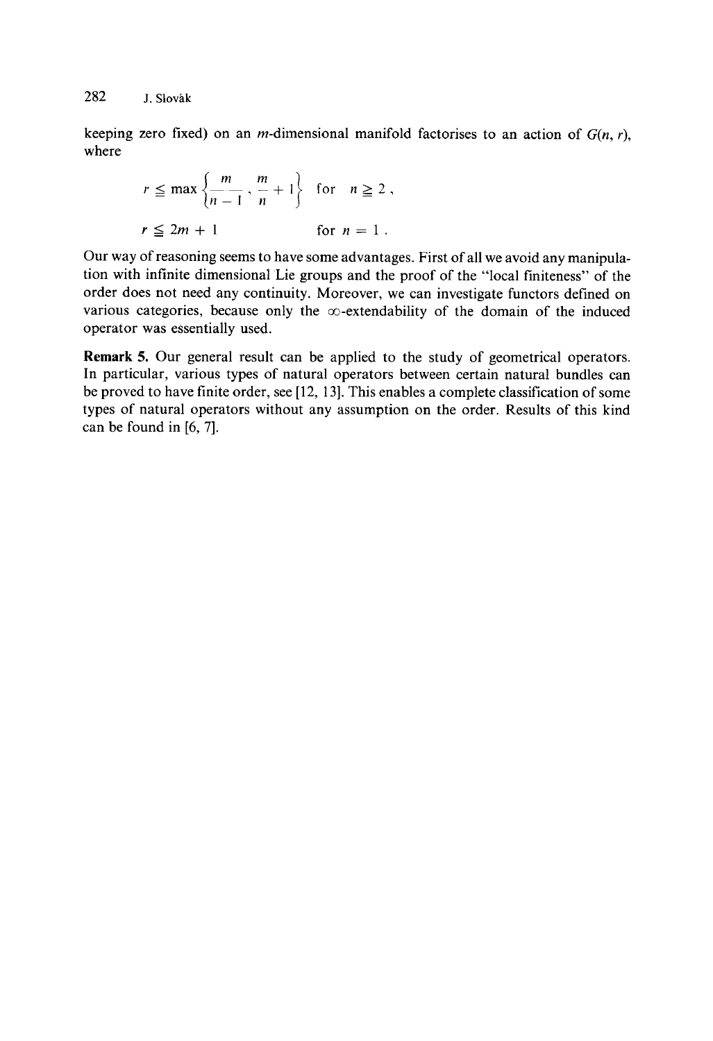keeping zero fixed) on an $m$-dimensional manifold factorises to an action of $G(n, r)$, where

$$r \leqq \max\left\{\frac{m}{n-1}, \frac{m}{n} + 1\right\} \quad \text{for} \quad n \geqq 2\,,$$

$$r \leqq 2m + 1 \qquad\qquad \text{for } n = 1\,.$$

Our way of reasoning seems to have some advantages. First of all we avoid any manipulation with infinite dimensional Lie groups and the proof of the "local finiteness" of the order does not need any continuity. Moreover, we can investigate functors defined on various categories, because only the $\infty$-extendability of the domain of the induced operator was essentially used.

**Remark 5.** Our general result can be applied to the study of geometrical operators. In particular, various types of natural operators between certain natural bundles can be proved to have finite order, see [12, 13]. This enables a complete classification of some types of natural operators without any assumption on the order. Results of this kind can be found in [6, 7].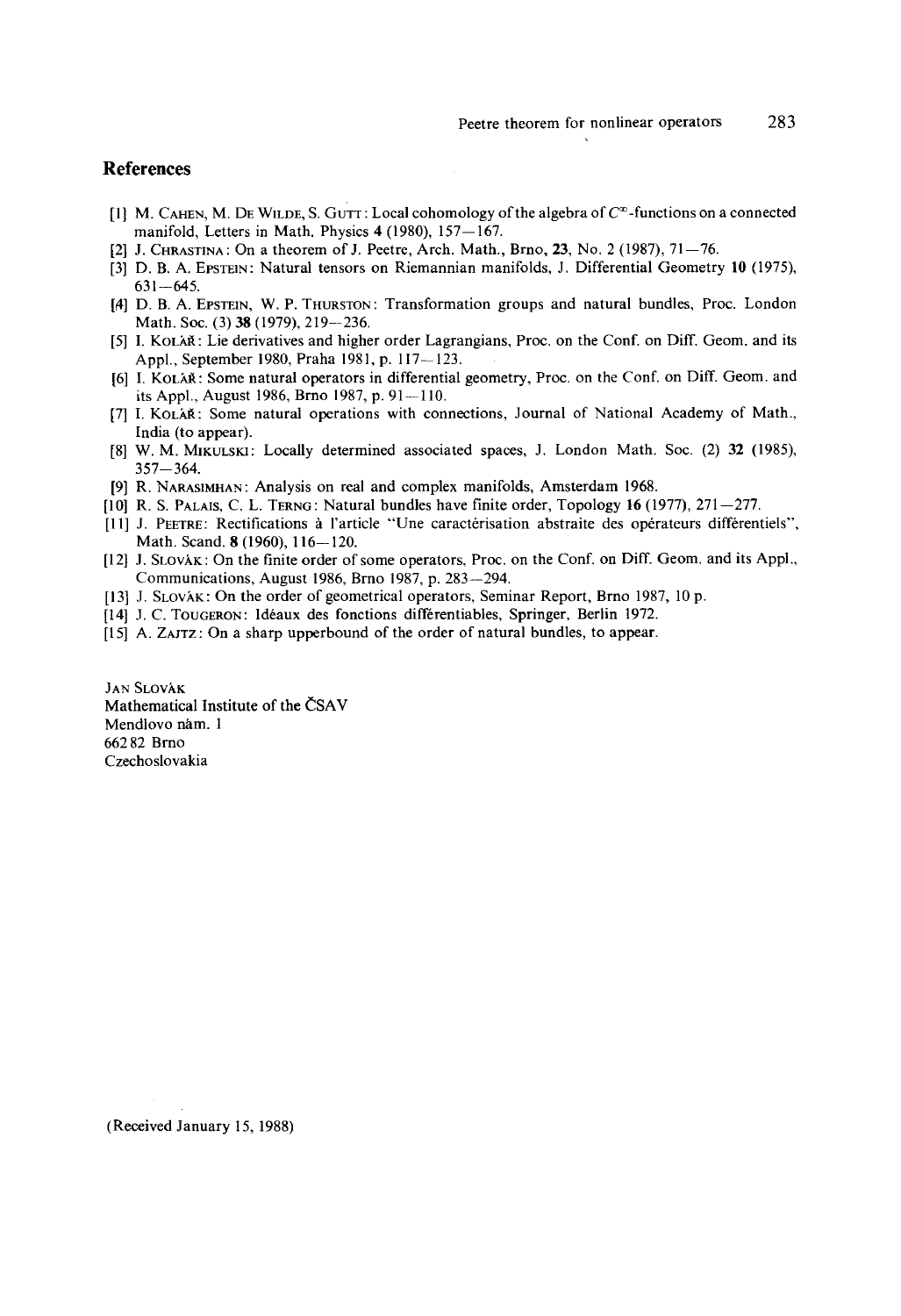## References

[1] M. Cahen, M. De Wilde, S. Gutt: Local cohomology of the algebra of $C^\infty$-functions on a connected manifold, Letters in Math. Physics **4** (1980), 157—167.

[2] J. Chrastina: On a theorem of J. Peetre, Arch. Math., Brno, **23**, No. 2 (1987), 71—76.

[3] D. B. A. Epstein: Natural tensors on Riemannian manifolds, J. Differential Geometry **10** (1975), 631—645.

[4] D. B. A. Epstein, W. P. Thurston: Transformation groups and natural bundles, Proc. London Math. Soc. (3) **38** (1979), 219—236.

[5] I. Kolář: Lie derivatives and higher order Lagrangians, Proc. on the Conf. on Diff. Geom. and its Appl., September 1980, Praha 1981, p. 117—123.

[6] I. Kolář: Some natural operators in differential geometry, Proc. on the Conf. on Diff. Geom. and its Appl., August 1986, Brno 1987, p. 91—110.

[7] I. Kolář: Some natural operations with connections, Journal of National Academy of Math., India (to appear).

[8] W. M. Mikulski: Locally determined associated spaces, J. London Math. Soc. (2) **32** (1985), 357—364.

[9] R. Narasimhan: Analysis on real and complex manifolds, Amsterdam 1968.

[10] R. S. Palais, C. L. Terng: Natural bundles have finite order, Topology **16** (1977), 271—277.

[11] J. Peetre: Rectifications à l'article "Une caractérisation abstraite des opérateurs différentiels", Math. Scand. **8** (1960), 116—120.

[12] J. Slovák: On the finite order of some operators, Proc. on the Conf. on Diff. Geom. and its Appl., Communications, August 1986, Brno 1987, p. 283—294.

[13] J. Slovák: On the order of geometrical operators, Seminar Report, Brno 1987, 10 p.

[14] J. C. Tougeron: Idéaux des fonctions différentiables, Springer, Berlin 1972.

[15] A. Zajtz: On a sharp upperbound of the order of natural bundles, to appear.

Jan Slovák
Mathematical Institute of the ČSAV
Mendlovo nám. 1
662 82 Brno
Czechoslovakia

(Received January 15, 1988)